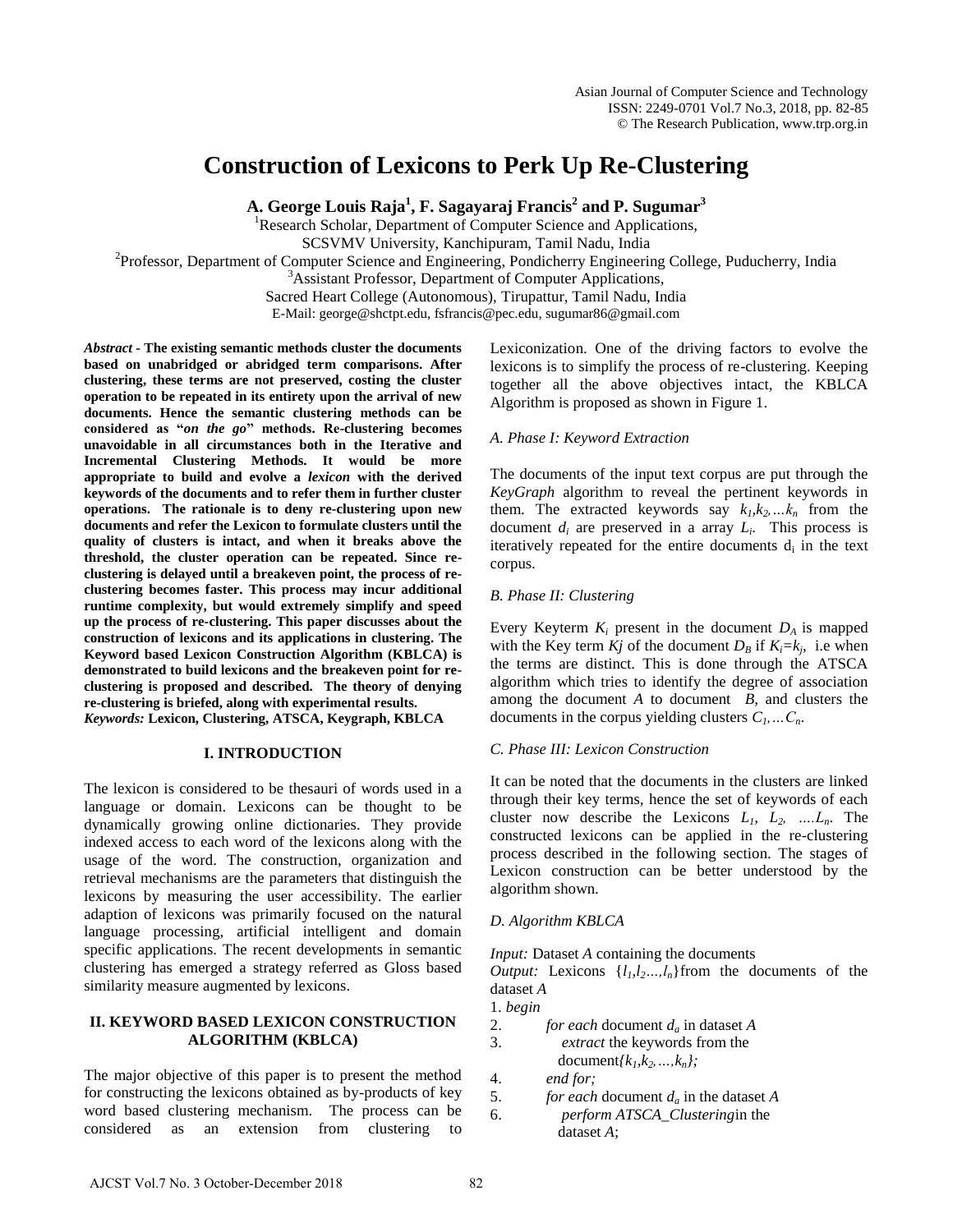# Construction of Lexicons to Perk Up Re-Clustering

**A. George Louis Raja[1], F. Sagayaraj Francis[2] and P. Sugumar[3]**

[1]Research Scholar, Department of Computer Science and Applications,
SCSVMV University, Kanchipuram, Tamil Nadu, India
[2]Professor, Department of Computer Science and Engineering, Pondicherry Engineering College, Puducherry, India
[3]Assistant Professor, Department of Computer Applications,
Sacred Heart College (Autonomous), Tirupattur, Tamil Nadu, India
E-Mail: george@shctpt.edu, fsfrancis@pec.edu, sugumar86@gmail.com

***Abstract*** **- The existing semantic methods cluster the documents based on unabridged or abridged term comparisons. After clustering, these terms are not preserved, costing the cluster operation to be repeated in its entirety upon the arrival of new documents. Hence the semantic clustering methods can be considered as "*on the go*" methods. Re-clustering becomes unavoidable in all circumstances both in the Iterative and Incremental Clustering Methods. It would be more appropriate to build and evolve a *lexicon* with the derived keywords of the documents and to refer them in further cluster operations. The rationale is to deny re-clustering upon new documents and refer the Lexicon to formulate clusters until the quality of clusters is intact, and when it breaks above the threshold, the cluster operation can be repeated. Since re-clustering is delayed until a breakeven point, the process of re-clustering becomes faster. This process may incur additional runtime complexity, but would extremely simplify and speed up the process of re-clustering. This paper discusses about the construction of lexicons and its applications in clustering. The Keyword based Lexicon Construction Algorithm (KBLCA) is demonstrated to build lexicons and the breakeven point for re-clustering is proposed and described. The theory of denying re-clustering is briefed, along with experimental results.**

***Keywords:*** **Lexicon, Clustering, ATSCA, Keygraph, KBLCA**

## I. INTRODUCTION

The lexicon is considered to be thesauri of words used in a language or domain. Lexicons can be thought to be dynamically growing online dictionaries. They provide indexed access to each word of the lexicons along with the usage of the word. The construction, organization and retrieval mechanisms are the parameters that distinguish the lexicons by measuring the user accessibility. The earlier adaption of lexicons was primarily focused on the natural language processing, artificial intelligent and domain specific applications. The recent developments in semantic clustering has emerged a strategy referred as Gloss based similarity measure augmented by lexicons.

## II. KEYWORD BASED LEXICON CONSTRUCTION ALGORITHM (KBLCA)

The major objective of this paper is to present the method for constructing the lexicons obtained as by-products of key word based clustering mechanism. The process can be considered as an extension from clustering to Lexiconization. One of the driving factors to evolve the lexicons is to simplify the process of re-clustering. Keeping together all the above objectives intact, the KBLCA Algorithm is proposed as shown in Figure 1.

### *A. Phase I: Keyword Extraction*

The documents of the input text corpus are put through the *KeyGraph* algorithm to reveal the pertinent keywords in them. The extracted keywords say $k_1,k_2,\ldots k_n$ from the document $d_i$ are preserved in a array $L_i$. This process is iteratively repeated for the entire documents $d_i$ in the text corpus.

### *B. Phase II: Clustering*

Every Keyterm $K_i$ present in the document $D_A$ is mapped with the Key term $Kj$ of the document $D_B$ if $K_i=k_j$, i.e when the terms are distinct. This is done through the ATSCA algorithm which tries to identify the degree of association among the document *A* to document *B*, and clusters the documents in the corpus yielding clusters $C_1,\ldots C_n$.

### *C. Phase III: Lexicon Construction*

It can be noted that the documents in the clusters are linked through their key terms, hence the set of keywords of each cluster now describe the Lexicons $L_1$, $L_2$, ....$L_n$. The constructed lexicons can be applied in the re-clustering process described in the following section. The stages of Lexicon construction can be better understood by the algorithm shown.

### *D. Algorithm KBLCA*

*Input:* Dataset *A* containing the documents
*Output:* Lexicons $\{l_1,l_2\ldots,l_n\}$from the documents of the dataset *A*

1. *begin*
2. *for each* document $d_a$ in dataset *A*
3. *extract* the keywords from the document$\{k_1,k_2,\ldots,k_n\}$;
4. *end for;*
5. *for each* document $d_a$ in the dataset *A*
6. *perform ATSCA_Clustering*in the dataset *A*;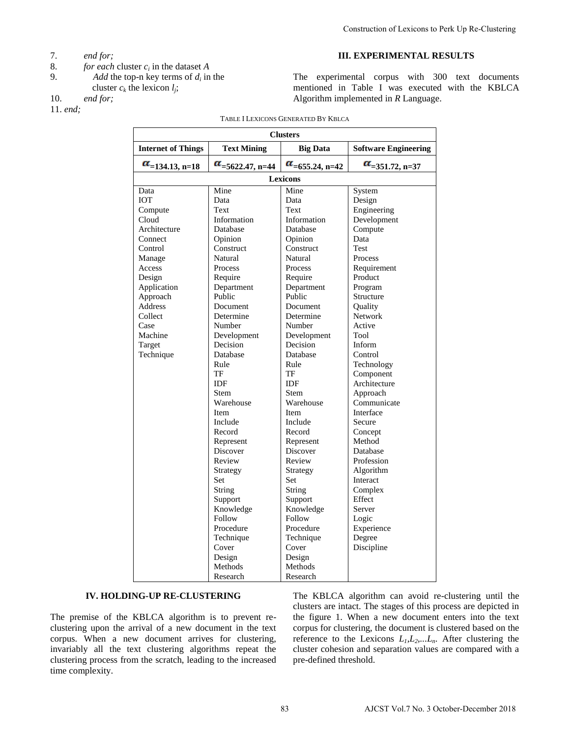7. *end for;*
8. *for each* cluster $c_i$ in the dataset $A$
9. *Add* the top-n key terms of $d_i$ in the cluster $c_k$ the lexicon $l_j$;
10. *end for;*
11. *end;*

## III. EXPERIMENTAL RESULTS

The experimental corpus with 300 text documents mentioned in Table I was executed with the KBLCA Algorithm implemented in *R* Language.

TABLE I LEXICONS GENERATED BY KBLCA

| Clusters | | | |
|---|---|---|---|
| **Internet of Things** | **Text Mining** | **Big Data** | **Software Engineering** |
| $\alpha$=134.13, n=18 | $\alpha$=5622.47, n=44 | $\alpha$=655.24, n=42 | $\alpha$=351.72, n=37 |
| **Lexicons** | | | |
| Data | Mine | Mine | System |
| IOT | Data | Data | Design |
| Compute | Text | Text | Engineering |
| Cloud | Information | Information | Development |
| Architecture | Database | Database | Compute |
| Connect | Opinion | Opinion | Data |
| Control | Construct | Construct | Test |
| Manage | Natural | Natural | Process |
| Access | Process | Process | Requirement |
| Design | Require | Require | Product |
| Application | Department | Department | Program |
| Approach | Public | Public | Structure |
| Address | Document | Document | Quality |
| Collect | Determine | Determine | Network |
| Case | Number | Number | Active |
| Machine | Development | Development | Tool |
| Target | Decision | Decision | Inform |
| Technique | Database | Database | Control |
| | Rule | Rule | Technology |
| | TF | TF | Component |
| | IDF | IDF | Architecture |
| | Stem | Stem | Approach |
| | Warehouse | Warehouse | Communicate |
| | Item | Item | Interface |
| | Include | Include | Secure |
| | Record | Record | Concept |
| | Represent | Represent | Method |
| | Discover | Discover | Database |
| | Review | Review | Profession |
| | Strategy | Strategy | Algorithm |
| | Set | Set | Interact |
| | String | String | Complex |
| | Support | Support | Effect |
| | Knowledge | Knowledge | Server |
| | Follow | Follow | Logic |
| | Procedure | Procedure | Experience |
| | Technique | Technique | Degree |
| | Cover | Cover | Discipline |
| | Design | Design | |
| | Methods | Methods | |
| | Research | Research | |

## IV. HOLDING-UP RE-CLUSTERING

The premise of the KBLCA algorithm is to prevent re-clustering upon the arrival of a new document in the text corpus. When a new document arrives for clustering, invariably all the text clustering algorithms repeat the clustering process from the scratch, leading to the increased time complexity.

The KBLCA algorithm can avoid re-clustering until the clusters are intact. The stages of this process are depicted in the figure 1. When a new document enters into the text corpus for clustering, the document is clustered based on the reference to the Lexicons $L_1, L_2, \ldots L_n$. After clustering the cluster cohesion and separation values are compared with a pre-defined threshold.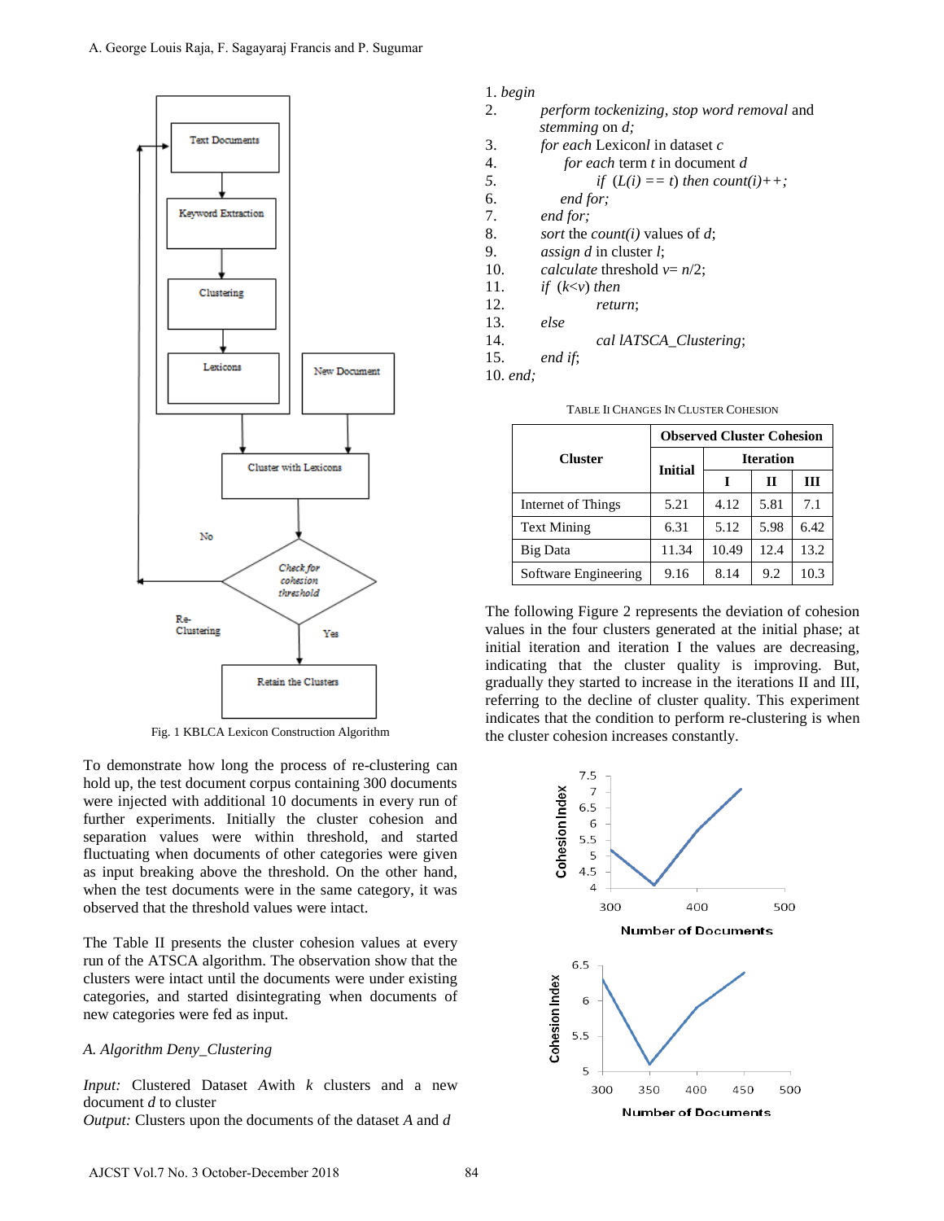Fig. 1 KBLCA Lexicon Construction Algorithm

To demonstrate how long the process of re-clustering can hold up, the test document corpus containing 300 documents were injected with additional 10 documents in every run of further experiments. Initially the cluster cohesion and separation values were within threshold, and started fluctuating when documents of other categories were given as input breaking above the threshold. On the other hand, when the test documents were in the same category, it was observed that the threshold values were intact.

The Table II presents the cluster cohesion values at every run of the ATSCA algorithm. The observation show that the clusters were intact until the documents were under existing categories, and started disintegrating when documents of new categories were fed as input.

*A. Algorithm Deny_Clustering*

*Input:* Clustered Dataset *A*with *k* clusters and a new document *d* to cluster
*Output:* Clusters upon the documents of the dataset *A* and *d*

1. *begin*
2. *perform tockenizing, stop word removal* and *stemming* on *d;*
3. *for each* Lexicon*l* in dataset *c*
4. *for each* term *t* in document *d*
5. *if (L(i) == t) then count(i)++;*
6. *end for;*
7. *end for;*
8. *sort* the *count(i)* values of *d*;
9. *assign d* in cluster *l*;
10. *calculate* threshold *v*= *n*/2;
11. *if (k<v) then*
12. *return*;
13. *else*
14. *cal lATSCA_Clustering*;
15. *end if*;
10. *end;*

TABLE II CHANGES IN CLUSTER COHESION

| Cluster | Observed Cluster Cohesion | | | |
|---|---|---|---|---|
| | Initial | Iteration | | |
| | | I | II | III |
| Internet of Things | 5.21 | 4.12 | 5.81 | 7.1 |
| Text Mining | 6.31 | 5.12 | 5.98 | 6.42 |
| Big Data | 11.34 | 10.49 | 12.4 | 13.2 |
| Software Engineering | 9.16 | 8.14 | 9.2 | 10.3 |

The following Figure 2 represents the deviation of cohesion values in the four clusters generated at the initial phase; at initial iteration and iteration I the values are decreasing, indicating that the cluster quality is improving. But, gradually they started to increase in the iterations II and III, referring to the decline of cluster quality. This experiment indicates that the condition to perform re-clustering is when the cluster cohesion increases constantly.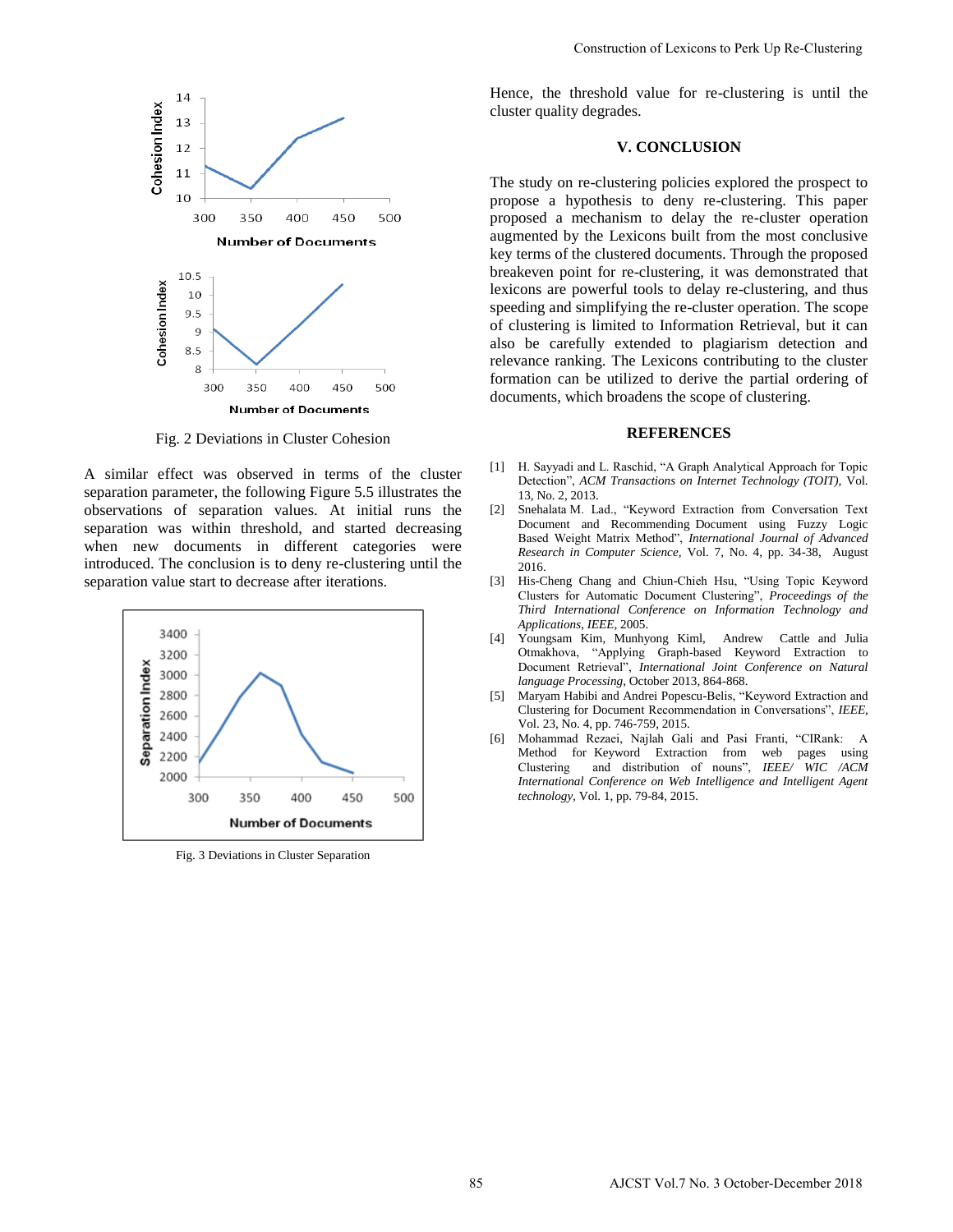Cohesion Index

14
13
12
11
10

300 350 400 450 500

Number of Documents

Cohesion Index

10.5
10
9.5
9
8.5
8

300 350 400 450 500

Number of Documents

Fig. 2 Deviations in Cluster Cohesion

A similar effect was observed in terms of the cluster separation parameter, the following Figure 5.5 illustrates the observations of separation values. At initial runs the separation was within threshold, and started decreasing when new documents in different categories were introduced. The conclusion is to deny re-clustering until the separation value start to decrease after iterations.

Separation Index

3400
3200
3000
2800
2600
2400
2200
2000

300 350 400 450 500

Number of Documents

Fig. 3 Deviations in Cluster Separation

Hence, the threshold value for re-clustering is until the cluster quality degrades.

## V. CONCLUSION

The study on re-clustering policies explored the prospect to propose a hypothesis to deny re-clustering. This paper proposed a mechanism to delay the re-cluster operation augmented by the Lexicons built from the most conclusive key terms of the clustered documents. Through the proposed breakeven point for re-clustering, it was demonstrated that lexicons are powerful tools to delay re-clustering, and thus speeding and simplifying the re-cluster operation. The scope of clustering is limited to Information Retrieval, but it can also be carefully extended to plagiarism detection and relevance ranking. The Lexicons contributing to the cluster formation can be utilized to derive the partial ordering of documents, which broadens the scope of clustering.

## REFERENCES

[1] H. Sayyadi and L. Raschid, "A Graph Analytical Approach for Topic Detection", *ACM Transactions on Internet Technology (TOIT)*, Vol. 13, No. 2, 2013.

[2] Snehalata M. Lad., "Keyword Extraction from Conversation Text Document and Recommending Document using Fuzzy Logic Based Weight Matrix Method", *International Journal of Advanced Research in Computer Science*, Vol. 7, No. 4, pp. 34-38, August 2016.

[3] His-Cheng Chang and Chiun-Chieh Hsu, "Using Topic Keyword Clusters for Automatic Document Clustering", *Proceedings of the Third International Conference on Information Technology and Applications, IEEE*, 2005.

[4] Youngsam Kim, Munhyong Kiml, Andrew Cattle and Julia Otmakhova, "Applying Graph-based Keyword Extraction to Document Retrieval", *International Joint Conference on Natural language Processing*, October 2013, 864-868.

[5] Maryam Habibi and Andrei Popescu-Belis, "Keyword Extraction and Clustering for Document Recommendation in Conversations", *IEEE*, Vol. 23, No. 4, pp. 746-759, 2015.

[6] Mohammad Rezaei, Najlah Gali and Pasi Franti, "CIRank: A Method for Keyword Extraction from web pages using Clustering and distribution of nouns", *IEEE/ WIC /ACM International Conference on Web Intelligence and Intelligent Agent technology*, Vol. 1, pp. 79-84, 2015.